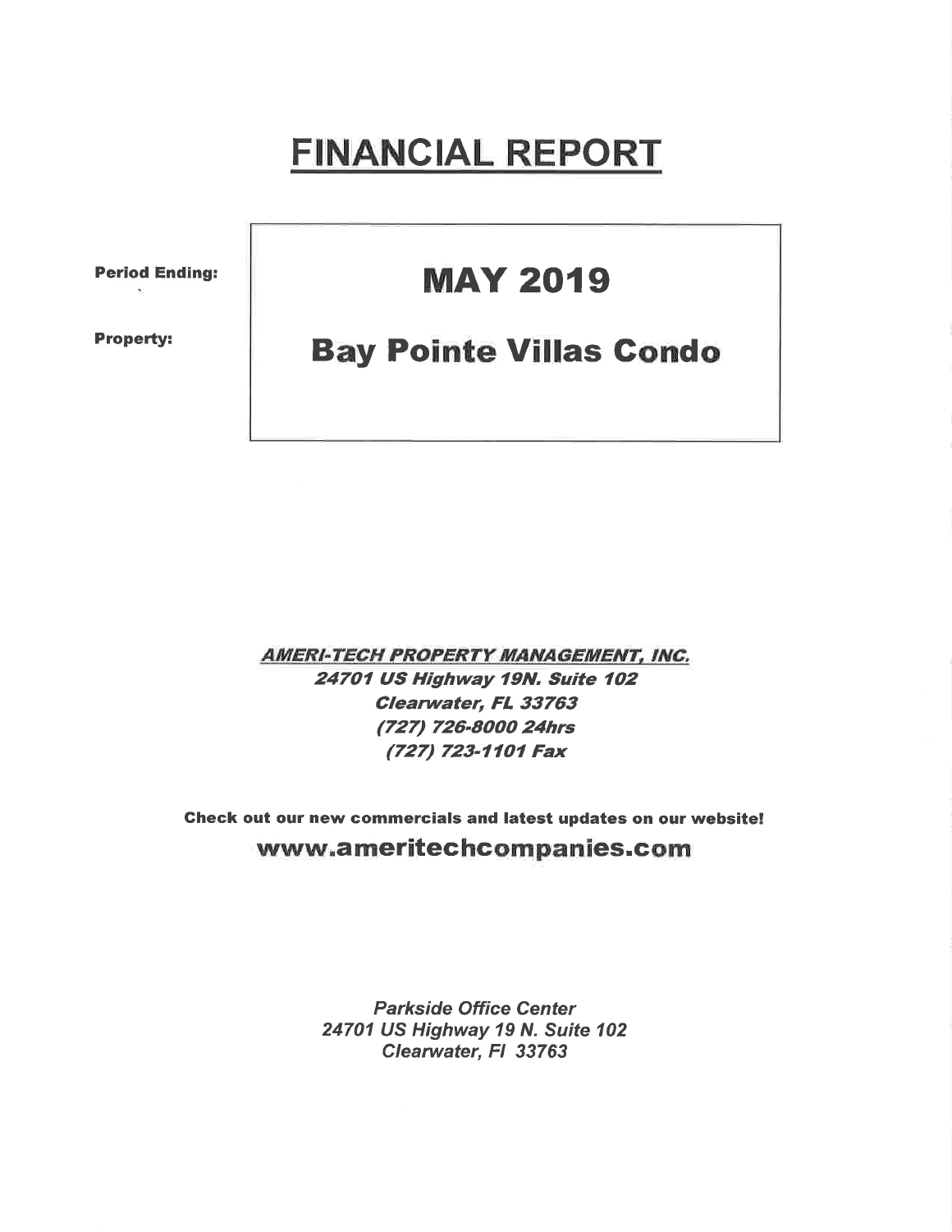# FINANCIAL REPORT

**Period Ending:** **MAY 2019**

**Property:** **Bay Pointe Villas Condo**

***AMERI-TECH PROPERTY MANAGEMENT, INC.***
***24701 US Highway 19N. Suite 102***
***Clearwater, FL 33763***
***(727) 726-8000 24hrs***
***(727) 723-1101 Fax***

**Check out our new commercials and latest updates on our website!**
**www.ameritechcompanies.com**

*Parkside Office Center*
*24701 US Highway 19 N. Suite 102*
*Clearwater, Fl 33763*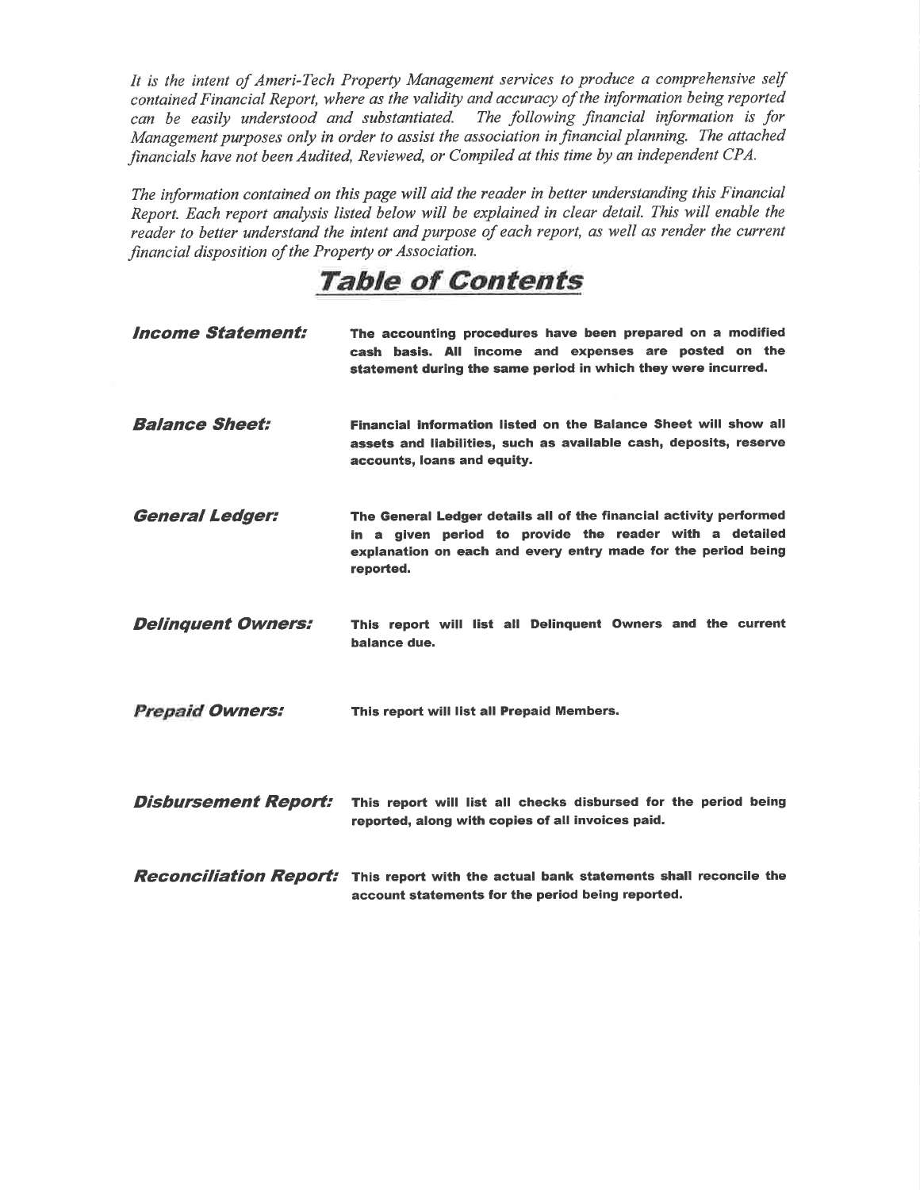*It is the intent of Ameri-Tech Property Management services to produce a comprehensive self contained Financial Report, where as the validity and accuracy of the information being reported can be easily understood and substantiated. The following financial information is for Management purposes only in order to assist the association in financial planning. The attached financials have not been Audited, Reviewed, or Compiled at this time by an independent CPA.*

*The information contained on this page will aid the reader in better understanding this Financial Report. Each report analysis listed below will be explained in clear detail. This will enable the reader to better understand the intent and purpose of each report, as well as render the current financial disposition of the Property or Association.*

# Table of Contents

***Income Statement:*** **The accounting procedures have been prepared on a modified cash basis. All income and expenses are posted on the statement during the same period in which they were incurred.**

***Balance Sheet:*** **Financial information listed on the Balance Sheet will show all assets and liabilities, such as available cash, deposits, reserve accounts, loans and equity.**

***General Ledger:*** **The General Ledger details all of the financial activity performed in a given period to provide the reader with a detailed explanation on each and every entry made for the period being reported.**

***Delinquent Owners:*** **This report will list all Delinquent Owners and the current balance due.**

***Prepaid Owners:*** **This report will list all Prepaid Members.**

***Disbursement Report:*** **This report will list all checks disbursed for the period being reported, along with copies of all invoices paid.**

***Reconciliation Report:*** **This report with the actual bank statements shall reconcile the account statements for the period being reported.**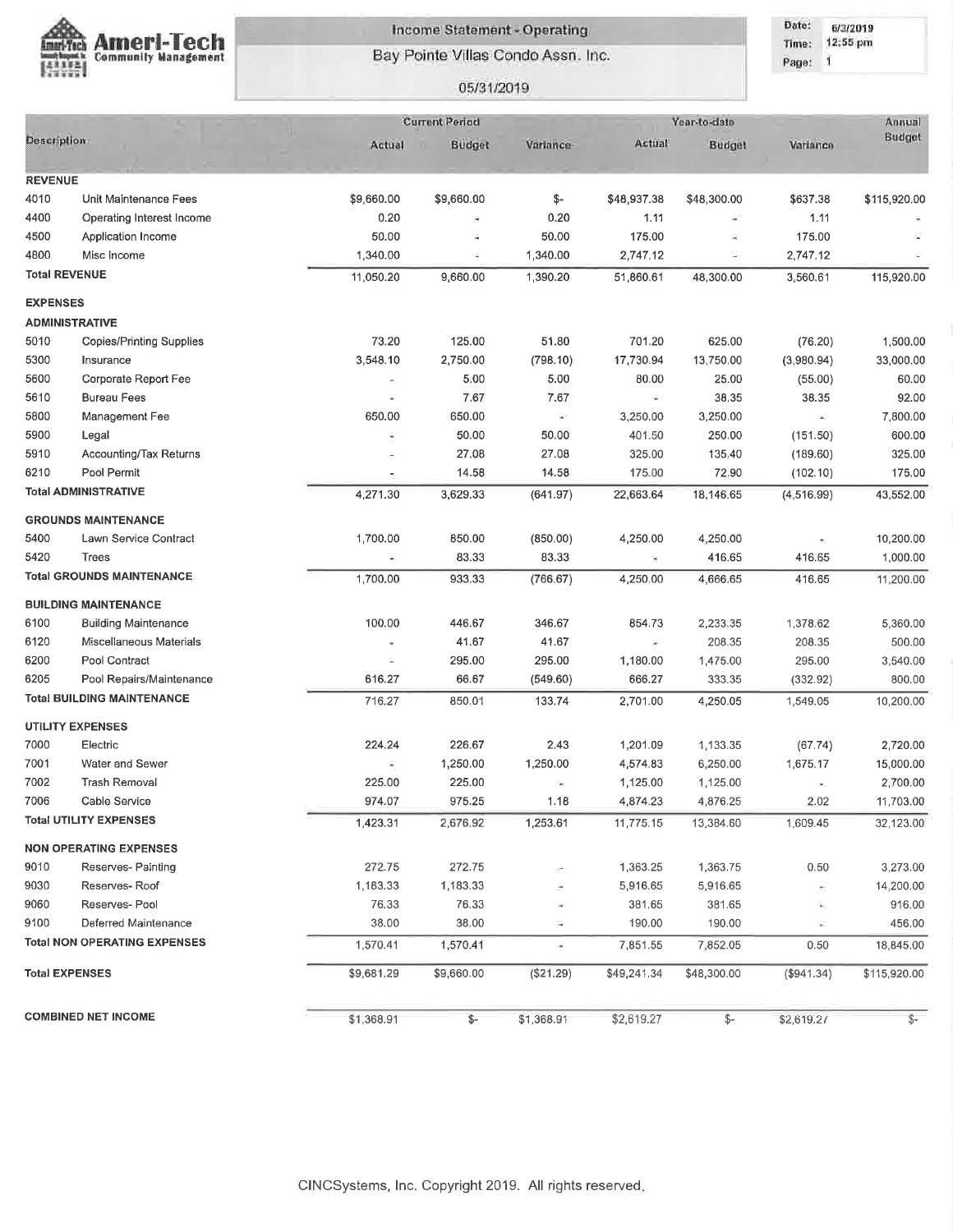# Ameri-Tech Community Management

## Income Statement - Operating

### Bay Pointe Villas Condo Assn. Inc.

05/31/2019

Date: 6/3/2019
Time: 12:55 pm
Page: 1

| Description | | Current Period | | | Year-to-date | | | Annual Budget |
|---|---|---|---|---|---|---|---|---|
| | | Actual | Budget | Variance | Actual | Budget | Variance | |
| **REVENUE** | | | | | | | | |
| 4010 | Unit Maintenance Fees | $9,660.00 | $9,660.00 | $- | $48,937.38 | $48,300.00 | $637.38 | $115,920.00 |
| 4400 | Operating Interest Income | 0.20 | - | 0.20 | 1.11 | - | 1.11 | - |
| 4500 | Application Income | 50.00 | - | 50.00 | 175.00 | - | 175.00 | - |
| 4800 | Misc Income | 1,340.00 | - | 1,340.00 | 2,747.12 | - | 2,747.12 | - |
| **Total REVENUE** | | 11,050.20 | 9,660.00 | 1,390.20 | 51,860.61 | 48,300.00 | 3,560.61 | 115,920.00 |
| **EXPENSES** | | | | | | | | |
| **ADMINISTRATIVE** | | | | | | | | |
| 5010 | Copies/Printing Supplies | 73.20 | 125.00 | 51.80 | 701.20 | 625.00 | (76.20) | 1,500.00 |
| 5300 | Insurance | 3,548.10 | 2,750.00 | (798.10) | 17,730.94 | 13,750.00 | (3,980.94) | 33,000.00 |
| 5600 | Corporate Report Fee | - | 5.00 | 5.00 | 80.00 | 25.00 | (55.00) | 60.00 |
| 5610 | Bureau Fees | - | 7.67 | 7.67 | - | 38.35 | 38.35 | 92.00 |
| 5800 | Management Fee | 650.00 | 650.00 | - | 3,250.00 | 3,250.00 | - | 7,800.00 |
| 5900 | Legal | - | 50.00 | 50.00 | 401.50 | 250.00 | (151.50) | 600.00 |
| 5910 | Accounting/Tax Returns | - | 27.08 | 27.08 | 325.00 | 135.40 | (189.60) | 325.00 |
| 6210 | Pool Permit | - | 14.58 | 14.58 | 175.00 | 72.90 | (102.10) | 175.00 |
| **Total ADMINISTRATIVE** | | 4,271.30 | 3,629.33 | (641.97) | 22,663.64 | 18,146.65 | (4,516.99) | 43,552.00 |
| **GROUNDS MAINTENANCE** | | | | | | | | |
| 5400 | Lawn Service Contract | 1,700.00 | 850.00 | (850.00) | 4,250.00 | 4,250.00 | - | 10,200.00 |
| 5420 | Trees | - | 83.33 | 83.33 | - | 416.65 | 416.65 | 1,000.00 |
| **Total GROUNDS MAINTENANCE** | | 1,700.00 | 933.33 | (766.67) | 4,250.00 | 4,666.65 | 416.65 | 11,200.00 |
| **BUILDING MAINTENANCE** | | | | | | | | |
| 6100 | Building Maintenance | 100.00 | 446.67 | 346.67 | 854.73 | 2,233.35 | 1,378.62 | 5,360.00 |
| 6120 | Miscellaneous Materials | - | 41.67 | 41.67 | - | 208.35 | 208.35 | 500.00 |
| 6200 | Pool Contract | - | 295.00 | 295.00 | 1,180.00 | 1,475.00 | 295.00 | 3,540.00 |
| 6205 | Pool Repairs/Maintenance | 616.27 | 66.67 | (549.60) | 666.27 | 333.35 | (332.92) | 800.00 |
| **Total BUILDING MAINTENANCE** | | 716.27 | 850.01 | 133.74 | 2,701.00 | 4,250.05 | 1,549.05 | 10,200.00 |
| **UTILITY EXPENSES** | | | | | | | | |
| 7000 | Electric | 224.24 | 226.67 | 2.43 | 1,201.09 | 1,133.35 | (67.74) | 2,720.00 |
| 7001 | Water and Sewer | - | 1,250.00 | 1,250.00 | 4,574.83 | 6,250.00 | 1,675.17 | 15,000.00 |
| 7002 | Trash Removal | 225.00 | 225.00 | - | 1,125.00 | 1,125.00 | - | 2,700.00 |
| 7006 | Cable Service | 974.07 | 975.25 | 1.18 | 4,874.23 | 4,876.25 | 2.02 | 11,703.00 |
| **Total UTILITY EXPENSES** | | 1,423.31 | 2,676.92 | 1,253.61 | 11,775.15 | 13,384.60 | 1,609.45 | 32,123.00 |
| **NON OPERATING EXPENSES** | | | | | | | | |
| 9010 | Reserves- Painting | 272.75 | 272.75 | - | 1,363.25 | 1,363.75 | 0.50 | 3,273.00 |
| 9030 | Reserves- Roof | 1,183.33 | 1,183.33 | - | 5,916.65 | 5,916.65 | - | 14,200.00 |
| 9060 | Reserves- Pool | 76.33 | 76.33 | - | 381.65 | 381.65 | - | 916.00 |
| 9100 | Deferred Maintenance | 38.00 | 38.00 | - | 190.00 | 190.00 | - | 456.00 |
| **Total NON OPERATING EXPENSES** | | 1,570.41 | 1,570.41 | - | 7,851.55 | 7,852.05 | 0.50 | 18,845.00 |
| **Total EXPENSES** | | $9,681.29 | $9,660.00 | ($21.29) | $49,241.34 | $48,300.00 | ($941.34) | $115,920.00 |
| **COMBINED NET INCOME** | | $1,368.91 | $- | $1,368.91 | $2,619.27 | $- | $2,619.27 | $- |

CINCSystems, Inc. Copyright 2019. All rights reserved.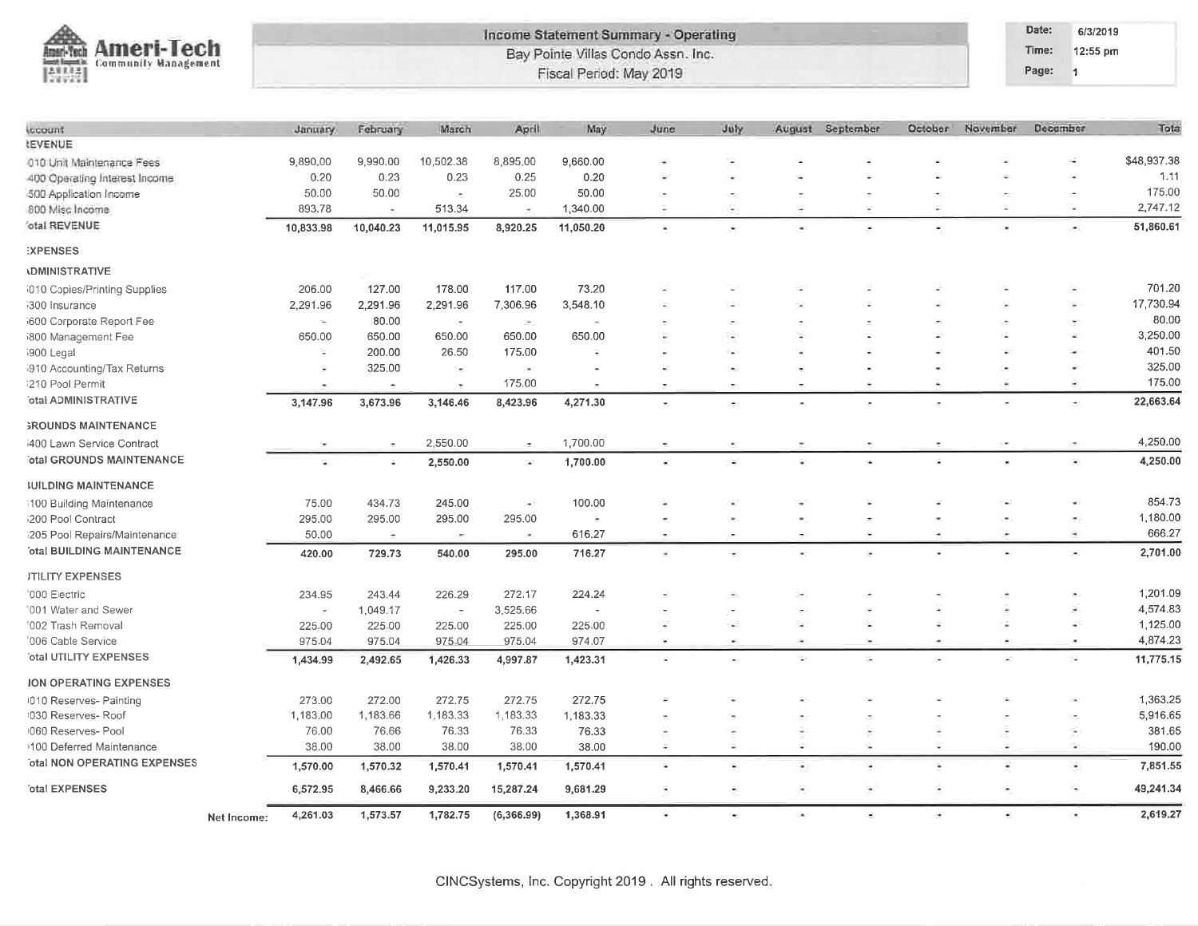# Ameri-Tech Community Management

**Income Statement Summary - Operating**
Bay Pointe Villas Condo Assn. Inc.
Fiscal Period: May 2019

Date: 6/3/2019
Time: 12:55 pm
Page: 1

| Account | January | February | March | April | May | June | July | August | September | October | November | December | Total |
|---|---|---|---|---|---|---|---|---|---|---|---|---|---|
| **REVENUE** | | | | | | | | | | | | | |
| 010 Unit Maintenance Fees | 9,890.00 | 9,990.00 | 10,502.38 | 8,895.00 | 9,660.00 | - | - | - | - | - | - | - | $48,937.38 |
| 400 Operating Interest Income | 0.20 | 0.23 | 0.23 | 0.25 | 0.20 | - | - | - | - | - | - | - | 1.11 |
| 500 Application Income | 50.00 | 50.00 | - | 25.00 | 50.00 | - | - | - | - | - | - | - | 175.00 |
| 800 Misc Income | 893.78 | - | 513.34 | - | 1,340.00 | - | - | - | - | - | - | - | 2,747.12 |
| **Total REVENUE** | **10,833.98** | **10,040.23** | **11,015.95** | **8,920.25** | **11,050.20** | - | - | - | - | - | - | - | **51,860.61** |
| **EXPENSES** | | | | | | | | | | | | | |
| **ADMINISTRATIVE** | | | | | | | | | | | | | |
| 010 Copies/Printing Supplies | 206.00 | 127.00 | 178.00 | 117.00 | 73.20 | - | - | - | - | - | - | - | 701.20 |
| 300 Insurance | 2,291.96 | 2,291.96 | 2,291.96 | 7,306.96 | 3,548.10 | - | - | - | - | - | - | - | 17,730.94 |
| 600 Corporate Report Fee | - | 80.00 | - | - | - | - | - | - | - | - | - | - | 80.00 |
| 800 Management Fee | 650.00 | 650.00 | 650.00 | 650.00 | 650.00 | - | - | - | - | - | - | - | 3,250.00 |
| 900 Legal | - | 200.00 | 26.50 | 175.00 | - | - | - | - | - | - | - | - | 401.50 |
| 910 Accounting/Tax Returns | - | 325.00 | - | - | - | - | - | - | - | - | - | - | 325.00 |
| 210 Pool Permit | - | - | - | 175.00 | - | - | - | - | - | - | - | - | 175.00 |
| **Total ADMINISTRATIVE** | **3,147.96** | **3,673.96** | **3,146.46** | **8,423.96** | **4,271.30** | - | - | - | - | - | - | - | **22,663.64** |
| **GROUNDS MAINTENANCE** | | | | | | | | | | | | | |
| 400 Lawn Service Contract | - | - | 2,550.00 | - | 1,700.00 | - | - | - | - | - | - | - | 4,250.00 |
| **Total GROUNDS MAINTENANCE** | - | - | **2,550.00** | - | **1,700.00** | - | - | - | - | - | - | - | **4,250.00** |
| **BUILDING MAINTENANCE** | | | | | | | | | | | | | |
| 100 Building Maintenance | 75.00 | 434.73 | 245.00 | - | 100.00 | - | - | - | - | - | - | - | 854.73 |
| 200 Pool Contract | 295.00 | 295.00 | 295.00 | 295.00 | - | - | - | - | - | - | - | - | 1,180.00 |
| 205 Pool Repairs/Maintenance | 50.00 | - | - | - | 616.27 | - | - | - | - | - | - | - | 666.27 |
| **Total BUILDING MAINTENANCE** | **420.00** | **729.73** | **540.00** | **295.00** | **716.27** | - | - | - | - | - | - | - | **2,701.00** |
| **UTILITY EXPENSES** | | | | | | | | | | | | | |
| 000 Electric | 234.95 | 243.44 | 226.29 | 272.17 | 224.24 | - | - | - | - | - | - | - | 1,201.09 |
| 001 Water and Sewer | - | 1,049.17 | - | 3,525.66 | - | - | - | - | - | - | - | - | 4,574.83 |
| 002 Trash Removal | 225.00 | 225.00 | 225.00 | 225.00 | 225.00 | - | - | - | - | - | - | - | 1,125.00 |
| 006 Cable Service | 975.04 | 975.04 | 975.04 | 975.04 | 974.07 | - | - | - | - | - | - | - | 4,874.23 |
| **Total UTILITY EXPENSES** | **1,434.99** | **2,492.65** | **1,426.33** | **4,997.87** | **1,423.31** | - | - | - | - | - | - | - | **11,775.15** |
| **NON OPERATING EXPENSES** | | | | | | | | | | | | | |
| 010 Reserves- Painting | 273.00 | 272.00 | 272.75 | 272.75 | 272.75 | - | - | - | - | - | - | - | 1,363.25 |
| 030 Reserves- Roof | 1,183.00 | 1,183.66 | 1,183.33 | 1,183.33 | 1,183.33 | - | - | - | - | - | - | - | 5,916.65 |
| 060 Reserves- Pool | 76.00 | 76.66 | 76.33 | 76.33 | 76.33 | - | - | - | - | - | - | - | 381.65 |
| 100 Deferred Maintenance | 38.00 | 38.00 | 38.00 | 38.00 | 38.00 | - | - | - | - | - | - | - | 190.00 |
| **Total NON OPERATING EXPENSES** | **1,570.00** | **1,570.32** | **1,570.41** | **1,570.41** | **1,570.41** | - | - | - | - | - | - | - | **7,851.55** |
| **Total EXPENSES** | **6,572.95** | **8,466.66** | **9,233.20** | **15,287.24** | **9,681.29** | - | - | - | - | - | - | - | **49,241.34** |
| **Net Income:** | **4,261.03** | **1,573.57** | **1,782.75** | **(6,366.99)** | **1,368.91** | - | - | - | - | - | - | - | **2,619.27** |

CINCSystems, Inc. Copyright 2019 . All rights reserved.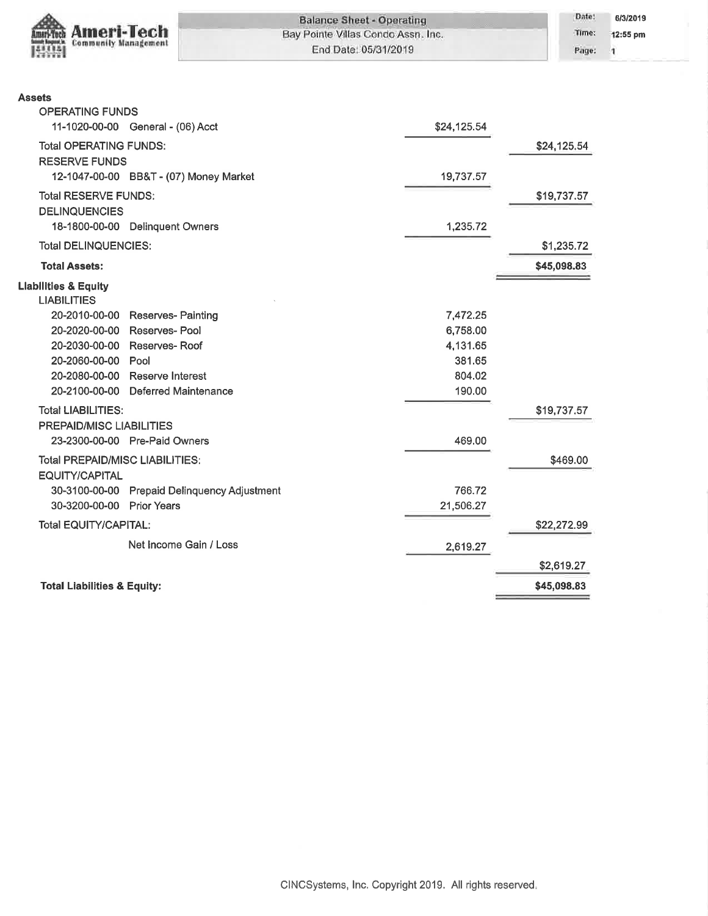# Balance Sheet - Operating

Bay Pointe Villas Condo Assn. Inc.

End Date: 05/31/2019

Date: 6/3/2019
Time: 12:55 pm

| | | |
|---|---|---|
| **Assets** | | |
| OPERATING FUNDS | | |
| 11-1020-00-00 General - (06) Acct | $24,125.54 | |
| Total OPERATING FUNDS: | | $24,125.54 |
| RESERVE FUNDS | | |
| 12-1047-00-00 BB&T - (07) Money Market | 19,737.57 | |
| Total RESERVE FUNDS: | | $19,737.57 |
| DELINQUENCIES | | |
| 18-1800-00-00 Delinquent Owners | 1,235.72 | |
| Total DELINQUENCIES: | | $1,235.72 |
| **Total Assets:** | | **$45,098.83** |
| **Liabilities & Equity** | | |
| LIABILITIES | | |
| 20-2010-00-00 Reserves- Painting | 7,472.25 | |
| 20-2020-00-00 Reserves- Pool | 6,758.00 | |
| 20-2030-00-00 Reserves- Roof | 4,131.65 | |
| 20-2060-00-00 Pool | 381.65 | |
| 20-2080-00-00 Reserve Interest | 804.02 | |
| 20-2100-00-00 Deferred Maintenance | 190.00 | |
| Total LIABILITIES: | | $19,737.57 |
| PREPAID/MISC LIABILITIES | | |
| 23-2300-00-00 Pre-Paid Owners | 469.00 | |
| Total PREPAID/MISC LIABILITIES: | | $469.00 |
| EQUITY/CAPITAL | | |
| 30-3100-00-00 Prepaid Delinquency Adjustment | 766.72 | |
| 30-3200-00-00 Prior Years | 21,506.27 | |
| Total EQUITY/CAPITAL: | | $22,272.99 |
| Net Income Gain / Loss | 2,619.27 | |
| | | $2,619.27 |
| **Total Liabilities & Equity:** | | **$45,098.83** |

CINCSystems, Inc. Copyright 2019. All rights reserved.